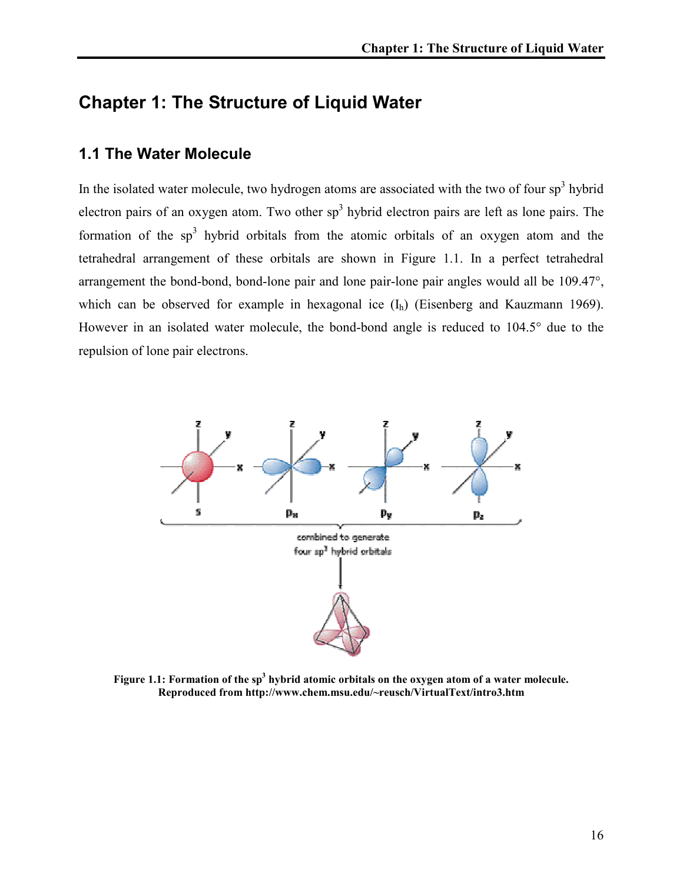# Chapter 1: The Structure of Liquid Water

## 1.1 The Water Molecule

In the isolated water molecule, two hydrogen atoms are associated with the two of four $sp^3$ hybrid electron pairs of an oxygen atom. Two other $sp^3$ hybrid electron pairs are left as lone pairs. The formation of the $sp^3$ hybrid orbitals from the atomic orbitals of an oxygen atom and the tetrahedral arrangement of these orbitals are shown in Figure 1.1. In a perfect tetrahedral arrangement the bond-bond, bond-lone pair and lone pair-lone pair angles would all be 109.47°, which can be observed for example in hexagonal ice ($I_h$) (Eisenberg and Kauzmann 1969). However in an isolated water molecule, the bond-bond angle is reduced to 104.5° due to the repulsion of lone pair electrons.

**Figure 1.1: Formation of the $sp^3$ hybrid atomic orbitals on the oxygen atom of a water molecule. Reproduced from http://www.chem.msu.edu/~reusch/VirtualText/intro3.htm**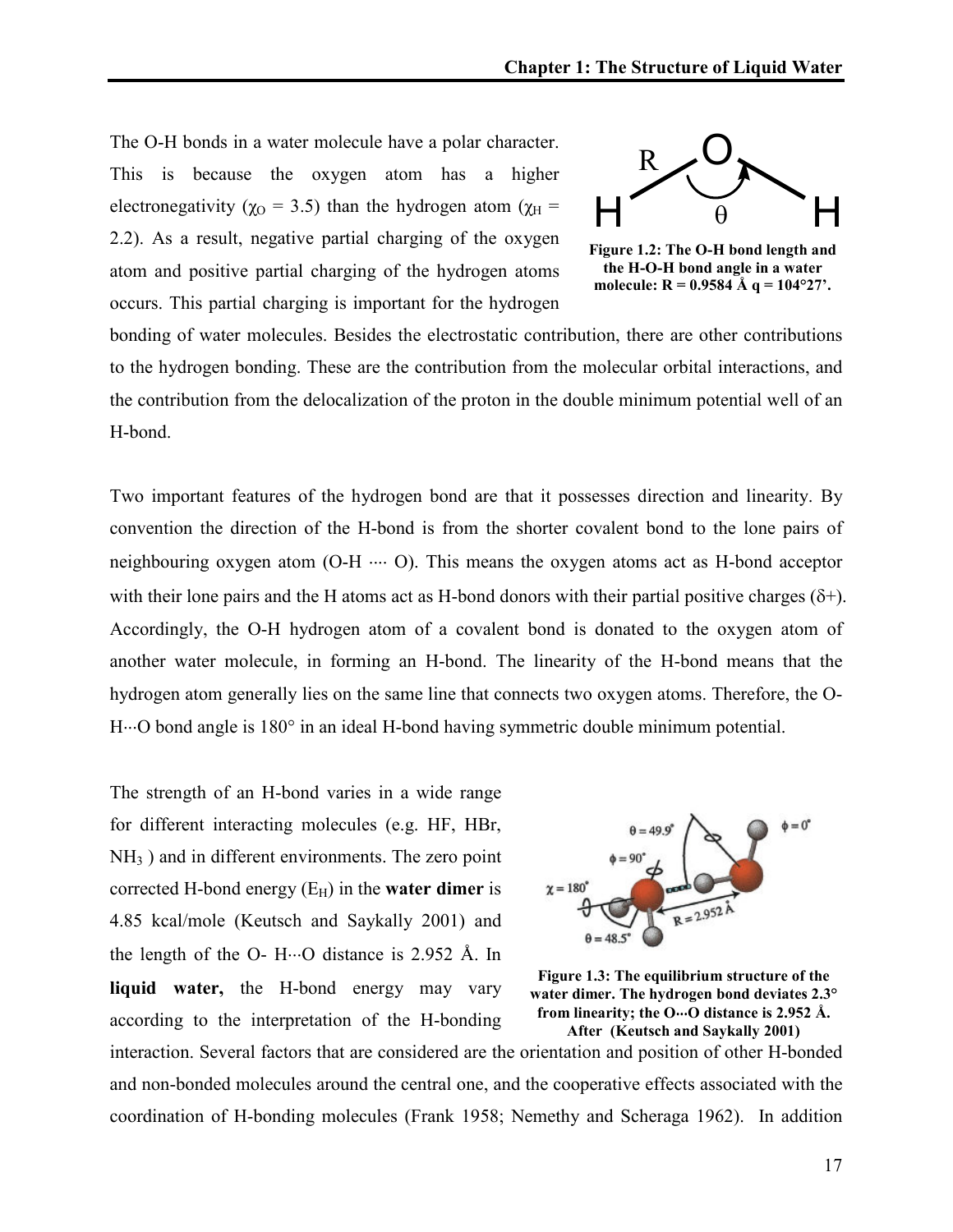The O-H bonds in a water molecule have a polar character. This is because the oxygen atom has a higher electronegativity ($\chi_O$ = 3.5) than the hydrogen atom ($\chi_H$ = 2.2). As a result, negative partial charging of the oxygen atom and positive partial charging of the hydrogen atoms occurs. This partial charging is important for the hydrogen bonding of water molecules. Besides the electrostatic contribution, there are other contributions to the hydrogen bonding. These are the contribution from the molecular orbital interactions, and the contribution from the delocalization of the proton in the double minimum potential well of an H-bond.

**Figure 1.2: The O-H bond length and the H-O-H bond angle in a water molecule: R = 0.9584 Å q = 104°27'.**

Two important features of the hydrogen bond are that it possesses direction and linearity. By convention the direction of the H-bond is from the shorter covalent bond to the lone pairs of neighbouring oxygen atom (O-H ···· O). This means the oxygen atoms act as H-bond acceptor with their lone pairs and the H atoms act as H-bond donors with their partial positive charges ($\delta$+). Accordingly, the O-H hydrogen atom of a covalent bond is donated to the oxygen atom of another water molecule, in forming an H-bond. The linearity of the H-bond means that the hydrogen atom generally lies on the same line that connects two oxygen atoms. Therefore, the O-H···O bond angle is 180° in an ideal H-bond having symmetric double minimum potential.

The strength of an H-bond varies in a wide range for different interacting molecules (e.g. HF, HBr, $NH_3$ ) and in different environments. The zero point corrected H-bond energy ($E_H$) in the **water dimer** is 4.85 kcal/mole (Keutsch and Saykally 2001) and the length of the O- H···O distance is 2.952 Å. In **liquid water,** the H-bond energy may vary according to the interpretation of the H-bonding interaction. Several factors that are considered are the orientation and position of other H-bonded and non-bonded molecules around the central one, and the cooperative effects associated with the coordination of H-bonding molecules (Frank 1958; Nemethy and Scheraga 1962). In addition

**Figure 1.3: The equilibrium structure of the water dimer. The hydrogen bond deviates 2.3° from linearity; the O···O distance is 2.952 Å. After (Keutsch and Saykally 2001)**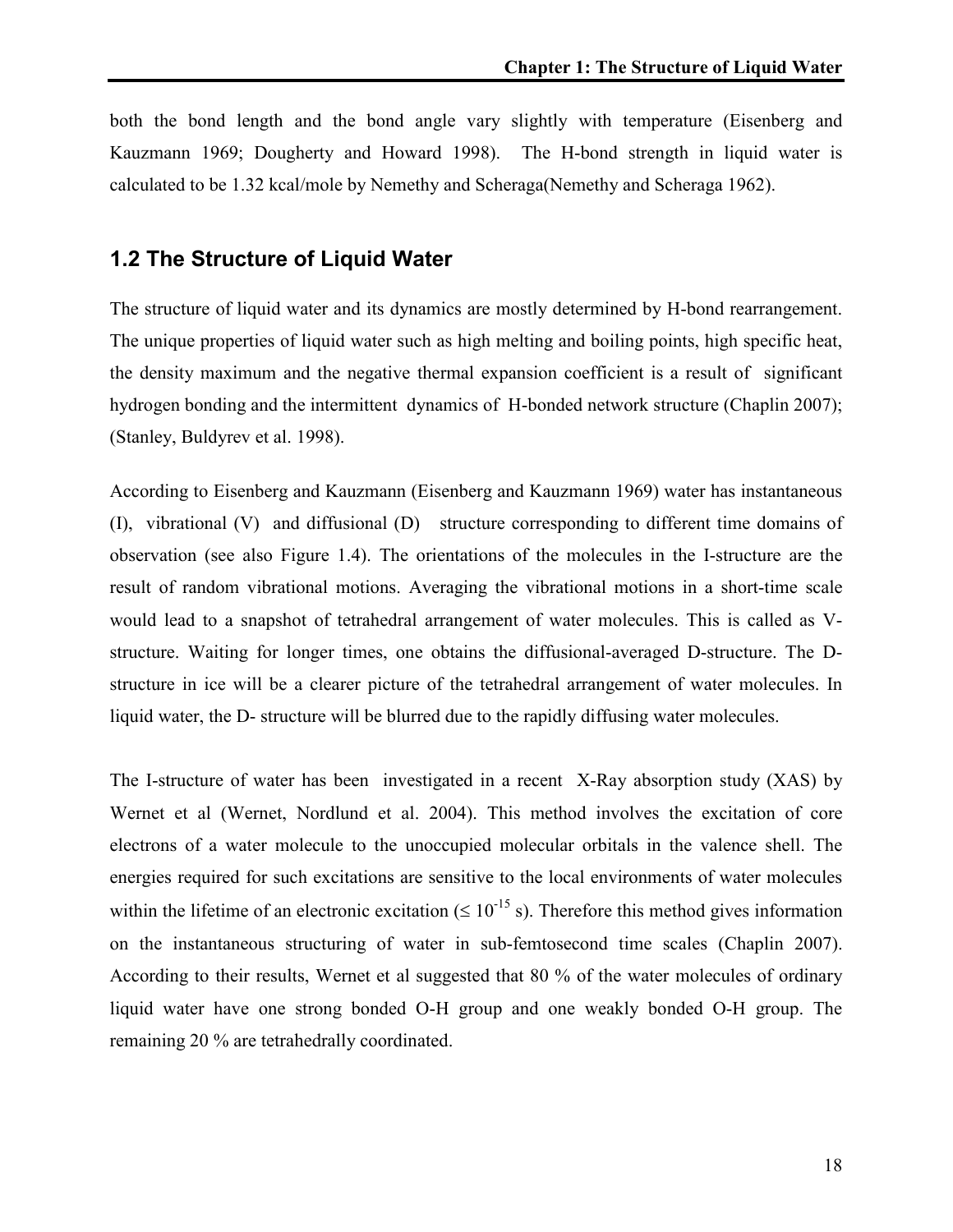both the bond length and the bond angle vary slightly with temperature (Eisenberg and Kauzmann 1969; Dougherty and Howard 1998). The H-bond strength in liquid water is calculated to be 1.32 kcal/mole by Nemethy and Scheraga(Nemethy and Scheraga 1962).

## 1.2 The Structure of Liquid Water

The structure of liquid water and its dynamics are mostly determined by H-bond rearrangement. The unique properties of liquid water such as high melting and boiling points, high specific heat, the density maximum and the negative thermal expansion coefficient is a result of significant hydrogen bonding and the intermittent dynamics of H-bonded network structure (Chaplin 2007); (Stanley, Buldyrev et al. 1998).

According to Eisenberg and Kauzmann (Eisenberg and Kauzmann 1969) water has instantaneous (I), vibrational (V) and diffusional (D) structure corresponding to different time domains of observation (see also Figure 1.4). The orientations of the molecules in the I-structure are the result of random vibrational motions. Averaging the vibrational motions in a short-time scale would lead to a snapshot of tetrahedral arrangement of water molecules. This is called as V-structure. Waiting for longer times, one obtains the diffusional-averaged D-structure. The D-structure in ice will be a clearer picture of the tetrahedral arrangement of water molecules. In liquid water, the D- structure will be blurred due to the rapidly diffusing water molecules.

The I-structure of water has been investigated in a recent X-Ray absorption study (XAS) by Wernet et al (Wernet, Nordlund et al. 2004). This method involves the excitation of core electrons of a water molecule to the unoccupied molecular orbitals in the valence shell. The energies required for such excitations are sensitive to the local environments of water molecules within the lifetime of an electronic excitation ($\leq 10^{-15}$ s). Therefore this method gives information on the instantaneous structuring of water in sub-femtosecond time scales (Chaplin 2007). According to their results, Wernet et al suggested that 80 % of the water molecules of ordinary liquid water have one strong bonded O-H group and one weakly bonded O-H group. The remaining 20 % are tetrahedrally coordinated.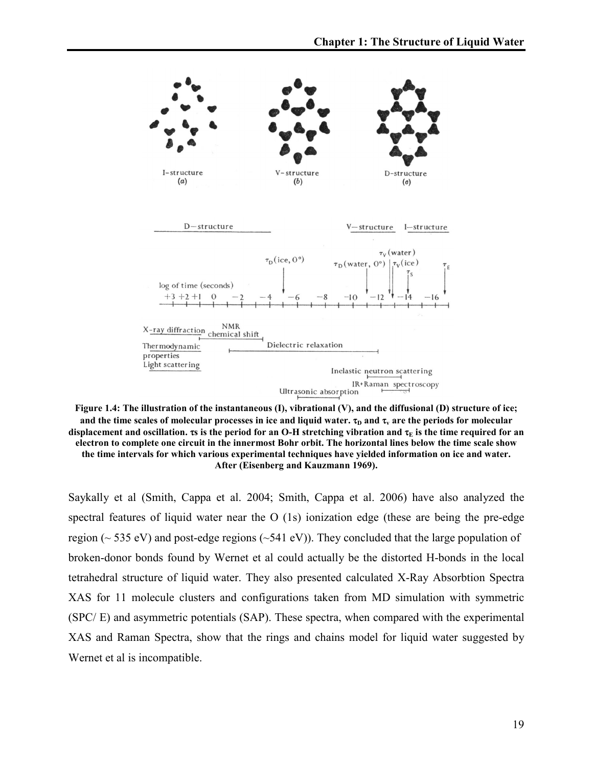**Figure 1.4: The illustration of the instantaneous (I), vibrational (V), and the diffusional (D) structure of ice; and the time scales of molecular processes in ice and liquid water. $\tau_D$ and $\tau_v$ are the periods for molecular displacement and oscillation. $\tau_S$ is the period for an O-H stretching vibration and $\tau_E$ is the time required for an electron to complete one circuit in the innermost Bohr orbit. The horizontal lines below the time scale show the time intervals for which various experimental techniques have yielded information on ice and water. After (Eisenberg and Kauzmann 1969).**

Saykally et al (Smith, Cappa et al. 2004; Smith, Cappa et al. 2006) have also analyzed the spectral features of liquid water near the O (1s) ionization edge (these are being the pre-edge region (~ 535 eV) and post-edge regions (~541 eV)). They concluded that the large population of broken-donor bonds found by Wernet et al could actually be the distorted H-bonds in the local tetrahedral structure of liquid water. They also presented calculated X-Ray Absorbtion Spectra XAS for 11 molecule clusters and configurations taken from MD simulation with symmetric (SPC/ E) and asymmetric potentials (SAP). These spectra, when compared with the experimental XAS and Raman Spectra, show that the rings and chains model for liquid water suggested by Wernet et al is incompatible.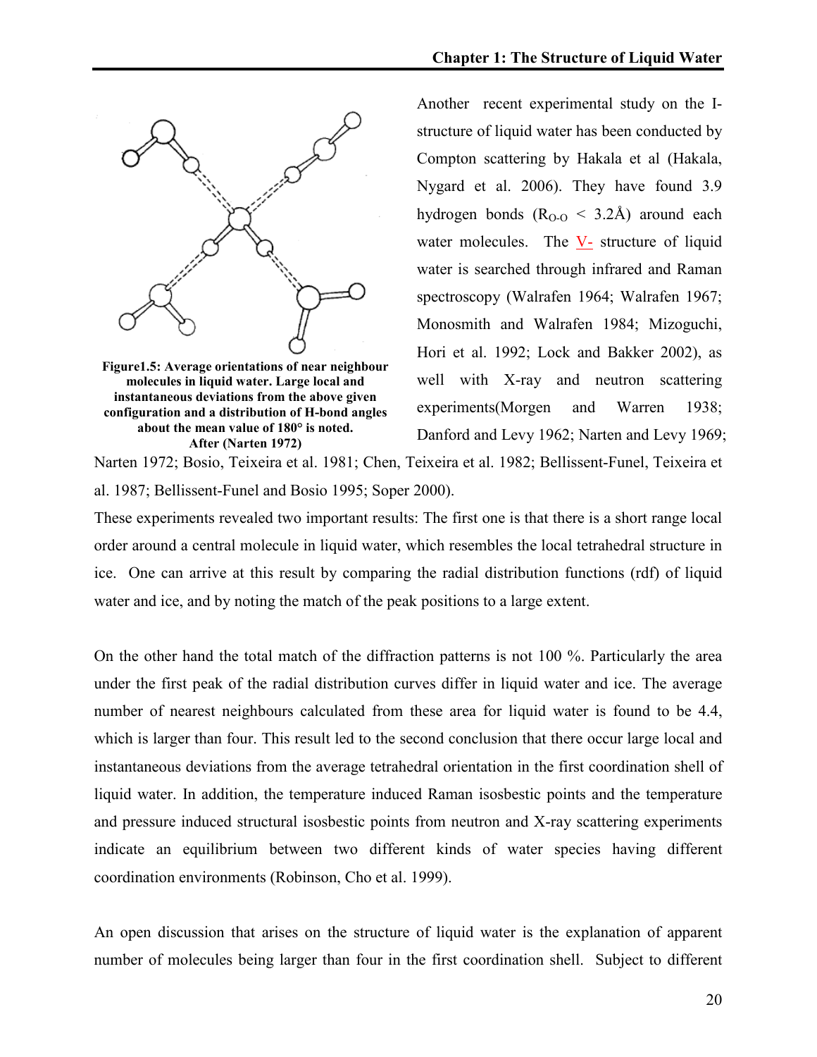Another recent experimental study on the I-structure of liquid water has been conducted by Compton scattering by Hakala et al (Hakala, Nygard et al. 2006). They have found 3.9 hydrogen bonds ($R_{O\text{-}O}$ < 3.2Å) around each water molecules. The V- structure of liquid water is searched through infrared and Raman spectroscopy (Walrafen 1964; Walrafen 1967; Monosmith and Walrafen 1984; Mizoguchi, Hori et al. 1992; Lock and Bakker 2002), as well with X-ray and neutron scattering experiments(Morgen and Warren 1938; Danford and Levy 1962; Narten and Levy 1969; Narten 1972; Bosio, Teixeira et al. 1981; Chen, Teixeira et al. 1982; Bellissent-Funel, Teixeira et al. 1987; Bellissent-Funel and Bosio 1995; Soper 2000).

**Figure1.5: Average orientations of near neighbour molecules in liquid water. Large local and instantaneous deviations from the above given configuration and a distribution of H-bond angles about the mean value of 180° is noted. After (Narten 1972)**

These experiments revealed two important results: The first one is that there is a short range local order around a central molecule in liquid water, which resembles the local tetrahedral structure in ice. One can arrive at this result by comparing the radial distribution functions (rdf) of liquid water and ice, and by noting the match of the peak positions to a large extent.

On the other hand the total match of the diffraction patterns is not 100 %. Particularly the area under the first peak of the radial distribution curves differ in liquid water and ice. The average number of nearest neighbours calculated from these area for liquid water is found to be 4.4, which is larger than four. This result led to the second conclusion that there occur large local and instantaneous deviations from the average tetrahedral orientation in the first coordination shell of liquid water. In addition, the temperature induced Raman isosbestic points and the temperature and pressure induced structural isosbestic points from neutron and X-ray scattering experiments indicate an equilibrium between two different kinds of water species having different coordination environments (Robinson, Cho et al. 1999).

An open discussion that arises on the structure of liquid water is the explanation of apparent number of molecules being larger than four in the first coordination shell. Subject to different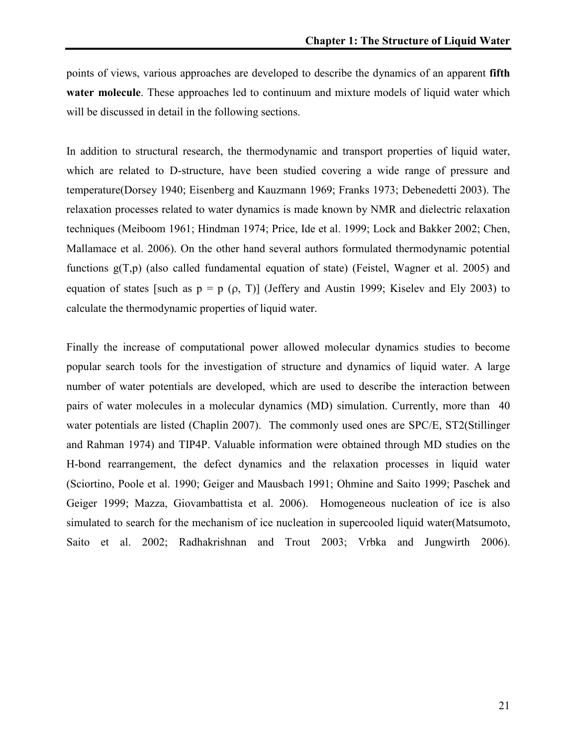points of views, various approaches are developed to describe the dynamics of an apparent **fifth water molecule**. These approaches led to continuum and mixture models of liquid water which will be discussed in detail in the following sections.

In addition to structural research, the thermodynamic and transport properties of liquid water, which are related to D-structure, have been studied covering a wide range of pressure and temperature(Dorsey 1940; Eisenberg and Kauzmann 1969; Franks 1973; Debenedetti 2003). The relaxation processes related to water dynamics is made known by NMR and dielectric relaxation techniques (Meiboom 1961; Hindman 1974; Price, Ide et al. 1999; Lock and Bakker 2002; Chen, Mallamace et al. 2006). On the other hand several authors formulated thermodynamic potential functions g(T,p) (also called fundamental equation of state) (Feistel, Wagner et al. 2005) and equation of states [such as $p = p(\rho, T)$] (Jeffery and Austin 1999; Kiselev and Ely 2003) to calculate the thermodynamic properties of liquid water.

Finally the increase of computational power allowed molecular dynamics studies to become popular search tools for the investigation of structure and dynamics of liquid water. A large number of water potentials are developed, which are used to describe the interaction between pairs of water molecules in a molecular dynamics (MD) simulation. Currently, more than 40 water potentials are listed (Chaplin 2007). The commonly used ones are SPC/E, ST2(Stillinger and Rahman 1974) and TIP4P. Valuable information were obtained through MD studies on the H-bond rearrangement, the defect dynamics and the relaxation processes in liquid water (Sciortino, Poole et al. 1990; Geiger and Mausbach 1991; Ohmine and Saito 1999; Paschek and Geiger 1999; Mazza, Giovambattista et al. 2006). Homogeneous nucleation of ice is also simulated to search for the mechanism of ice nucleation in supercooled liquid water(Matsumoto, Saito et al. 2002; Radhakrishnan and Trout 2003; Vrbka and Jungwirth 2006).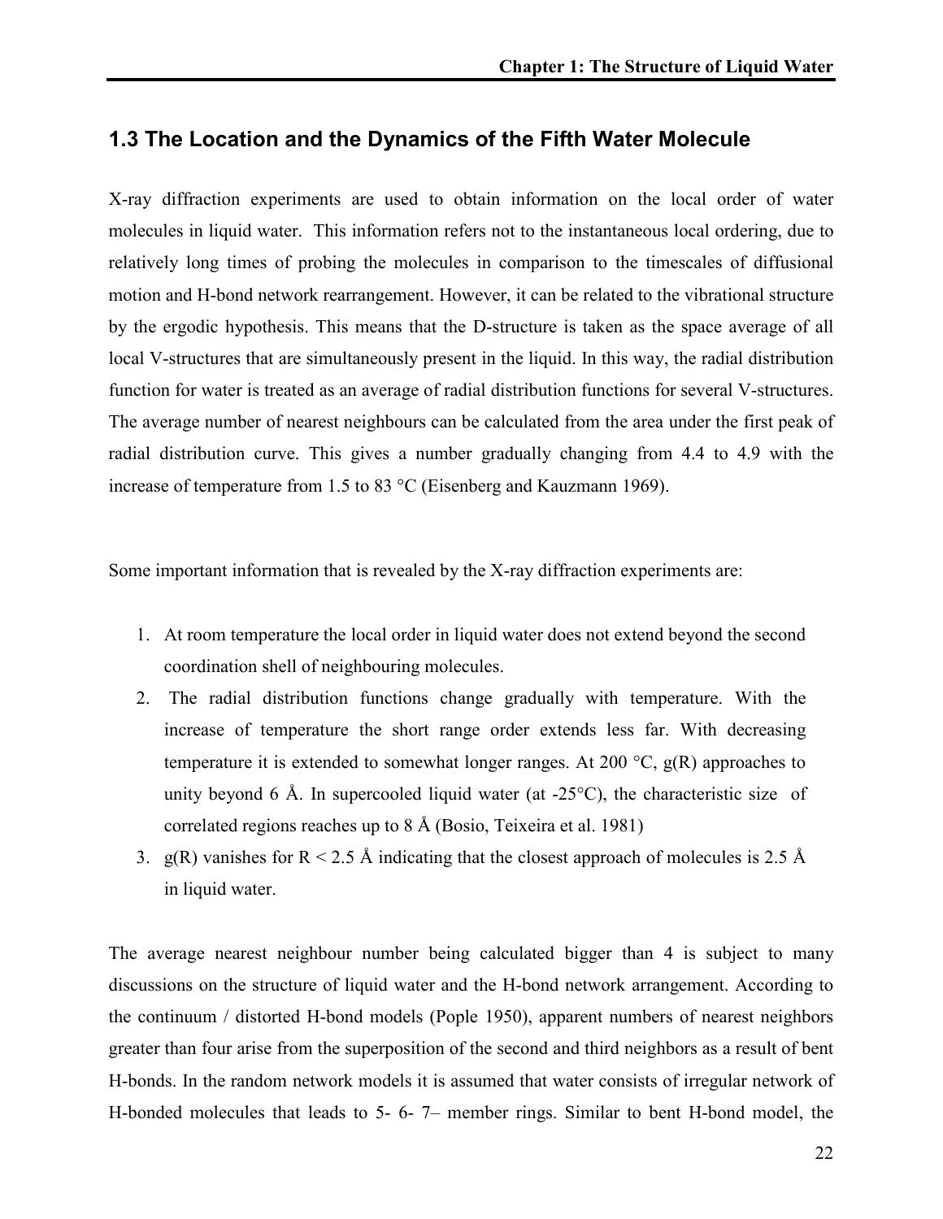## 1.3 The Location and the Dynamics of the Fifth Water Molecule

X-ray diffraction experiments are used to obtain information on the local order of water molecules in liquid water. This information refers not to the instantaneous local ordering, due to relatively long times of probing the molecules in comparison to the timescales of diffusional motion and H-bond network rearrangement. However, it can be related to the vibrational structure by the ergodic hypothesis. This means that the D-structure is taken as the space average of all local V-structures that are simultaneously present in the liquid. In this way, the radial distribution function for water is treated as an average of radial distribution functions for several V-structures. The average number of nearest neighbours can be calculated from the area under the first peak of radial distribution curve. This gives a number gradually changing from 4.4 to 4.9 with the increase of temperature from 1.5 to 83 °C (Eisenberg and Kauzmann 1969).

Some important information that is revealed by the X-ray diffraction experiments are:

1. At room temperature the local order in liquid water does not extend beyond the second coordination shell of neighbouring molecules.
2. The radial distribution functions change gradually with temperature. With the increase of temperature the short range order extends less far. With decreasing temperature it is extended to somewhat longer ranges. At 200 °C, g(R) approaches to unity beyond 6 Å. In supercooled liquid water (at -25°C), the characteristic size of correlated regions reaches up to 8 Å (Bosio, Teixeira et al. 1981)
3. g(R) vanishes for R < 2.5 Å indicating that the closest approach of molecules is 2.5 Å in liquid water.

The average nearest neighbour number being calculated bigger than 4 is subject to many discussions on the structure of liquid water and the H-bond network arrangement. According to the continuum / distorted H-bond models (Pople 1950), apparent numbers of nearest neighbors greater than four arise from the superposition of the second and third neighbors as a result of bent H-bonds. In the random network models it is assumed that water consists of irregular network of H-bonded molecules that leads to 5- 6- 7– member rings. Similar to bent H-bond model, the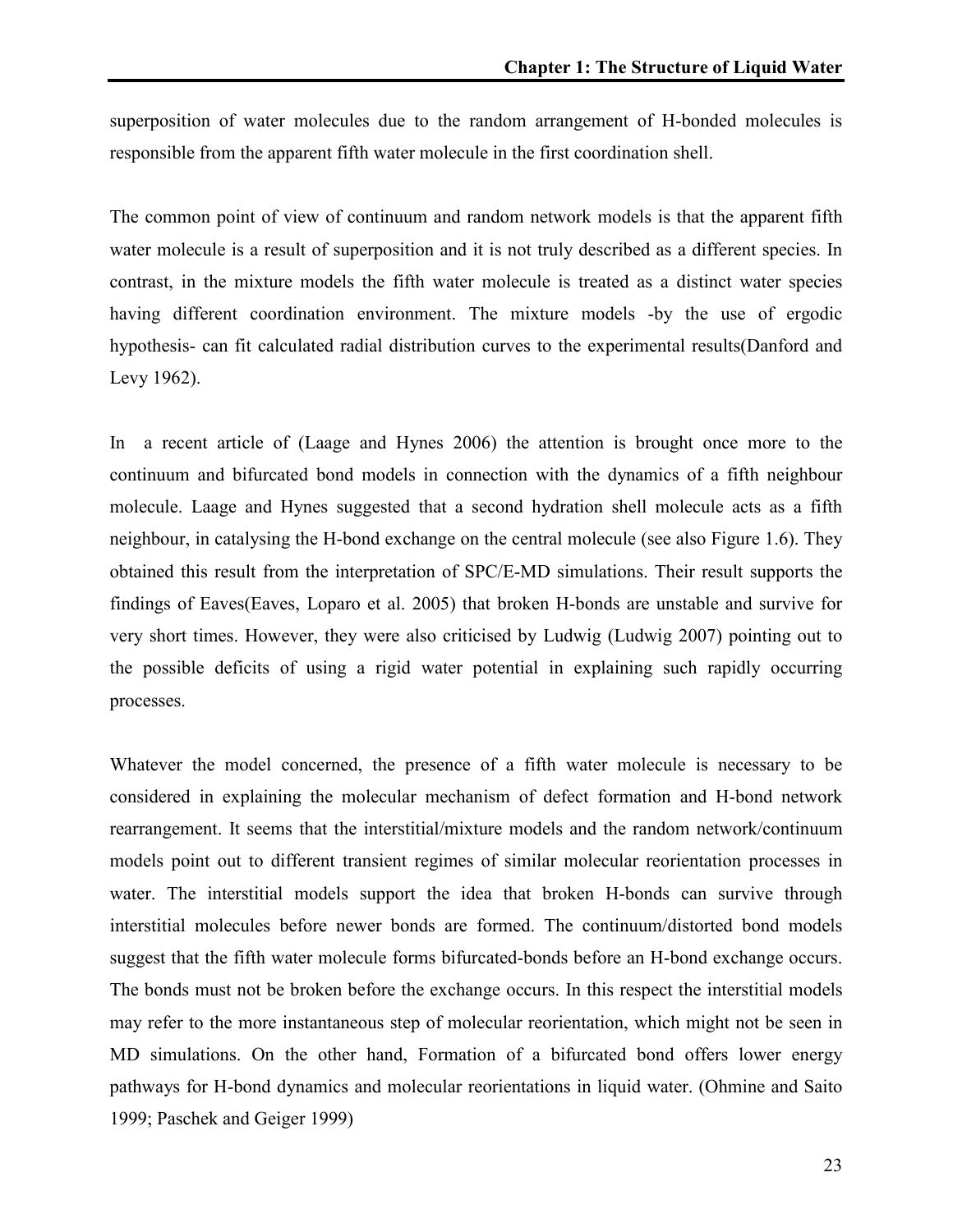superposition of water molecules due to the random arrangement of H-bonded molecules is responsible from the apparent fifth water molecule in the first coordination shell.

The common point of view of continuum and random network models is that the apparent fifth water molecule is a result of superposition and it is not truly described as a different species. In contrast, in the mixture models the fifth water molecule is treated as a distinct water species having different coordination environment. The mixture models -by the use of ergodic hypothesis- can fit calculated radial distribution curves to the experimental results(Danford and Levy 1962).

In a recent article of (Laage and Hynes 2006) the attention is brought once more to the continuum and bifurcated bond models in connection with the dynamics of a fifth neighbour molecule. Laage and Hynes suggested that a second hydration shell molecule acts as a fifth neighbour, in catalysing the H-bond exchange on the central molecule (see also Figure 1.6). They obtained this result from the interpretation of SPC/E-MD simulations. Their result supports the findings of Eaves(Eaves, Loparo et al. 2005) that broken H-bonds are unstable and survive for very short times. However, they were also criticised by Ludwig (Ludwig 2007) pointing out to the possible deficits of using a rigid water potential in explaining such rapidly occurring processes.

Whatever the model concerned, the presence of a fifth water molecule is necessary to be considered in explaining the molecular mechanism of defect formation and H-bond network rearrangement. It seems that the interstitial/mixture models and the random network/continuum models point out to different transient regimes of similar molecular reorientation processes in water. The interstitial models support the idea that broken H-bonds can survive through interstitial molecules before newer bonds are formed. The continuum/distorted bond models suggest that the fifth water molecule forms bifurcated-bonds before an H-bond exchange occurs. The bonds must not be broken before the exchange occurs. In this respect the interstitial models may refer to the more instantaneous step of molecular reorientation, which might not be seen in MD simulations. On the other hand, Formation of a bifurcated bond offers lower energy pathways for H-bond dynamics and molecular reorientations in liquid water. (Ohmine and Saito 1999; Paschek and Geiger 1999)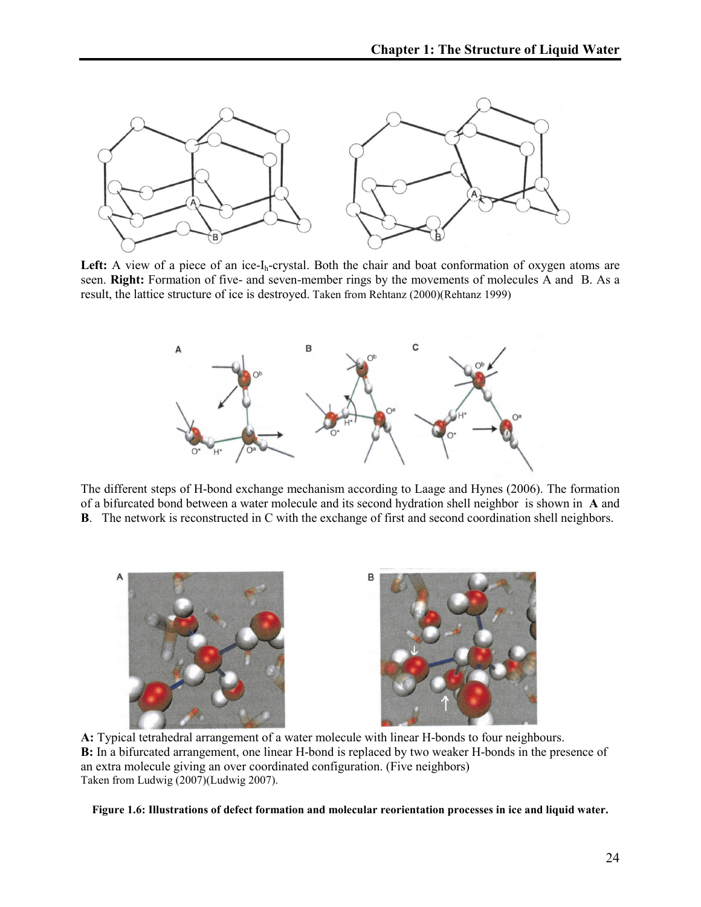**Left:** A view of a piece of an ice-$I_h$-crystal. Both the chair and boat conformation of oxygen atoms are seen. **Right:** Formation of five- and seven-member rings by the movements of molecules A and B. As a result, the lattice structure of ice is destroyed. Taken from Rehtanz (2000)(Rehtanz 1999)

The different steps of H-bond exchange mechanism according to Laage and Hynes (2006). The formation of a bifurcated bond between a water molecule and its second hydration shell neighbor is shown in **A** and **B**. The network is reconstructed in C with the exchange of first and second coordination shell neighbors.

**A:** Typical tetrahedral arrangement of a water molecule with linear H-bonds to four neighbours.
**B:** In a bifurcated arrangement, one linear H-bond is replaced by two weaker H-bonds in the presence of an extra molecule giving an over coordinated configuration. (Five neighbors)
Taken from Ludwig (2007)(Ludwig 2007).

**Figure 1.6: Illustrations of defect formation and molecular reorientation processes in ice and liquid water.**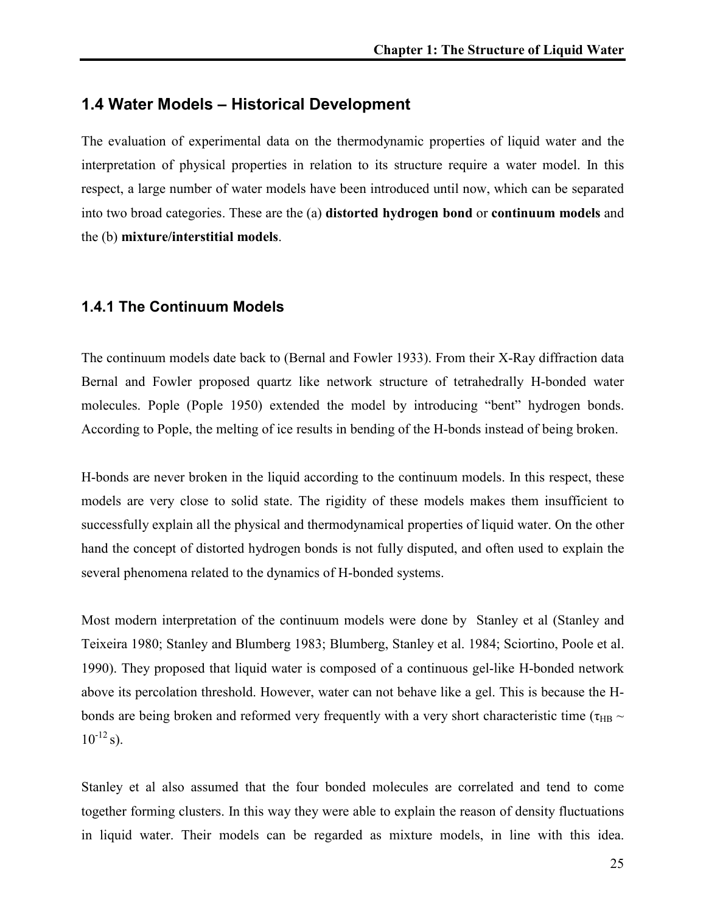## 1.4 Water Models – Historical Development

The evaluation of experimental data on the thermodynamic properties of liquid water and the interpretation of physical properties in relation to its structure require a water model. In this respect, a large number of water models have been introduced until now, which can be separated into two broad categories. These are the (a) **distorted hydrogen bond** or **continuum models** and the (b) **mixture/interstitial models**.

### 1.4.1 The Continuum Models

The continuum models date back to (Bernal and Fowler 1933). From their X-Ray diffraction data Bernal and Fowler proposed quartz like network structure of tetrahedrally H-bonded water molecules. Pople (Pople 1950) extended the model by introducing "bent" hydrogen bonds. According to Pople, the melting of ice results in bending of the H-bonds instead of being broken.

H-bonds are never broken in the liquid according to the continuum models. In this respect, these models are very close to solid state. The rigidity of these models makes them insufficient to successfully explain all the physical and thermodynamical properties of liquid water. On the other hand the concept of distorted hydrogen bonds is not fully disputed, and often used to explain the several phenomena related to the dynamics of H-bonded systems.

Most modern interpretation of the continuum models were done by Stanley et al (Stanley and Teixeira 1980; Stanley and Blumberg 1983; Blumberg, Stanley et al. 1984; Sciortino, Poole et al. 1990). They proposed that liquid water is composed of a continuous gel-like H-bonded network above its percolation threshold. However, water can not behave like a gel. This is because the H-bonds are being broken and reformed very frequently with a very short characteristic time ($\tau_{HB} \sim 10^{-12}$ s).

Stanley et al also assumed that the four bonded molecules are correlated and tend to come together forming clusters. In this way they were able to explain the reason of density fluctuations in liquid water. Their models can be regarded as mixture models, in line with this idea.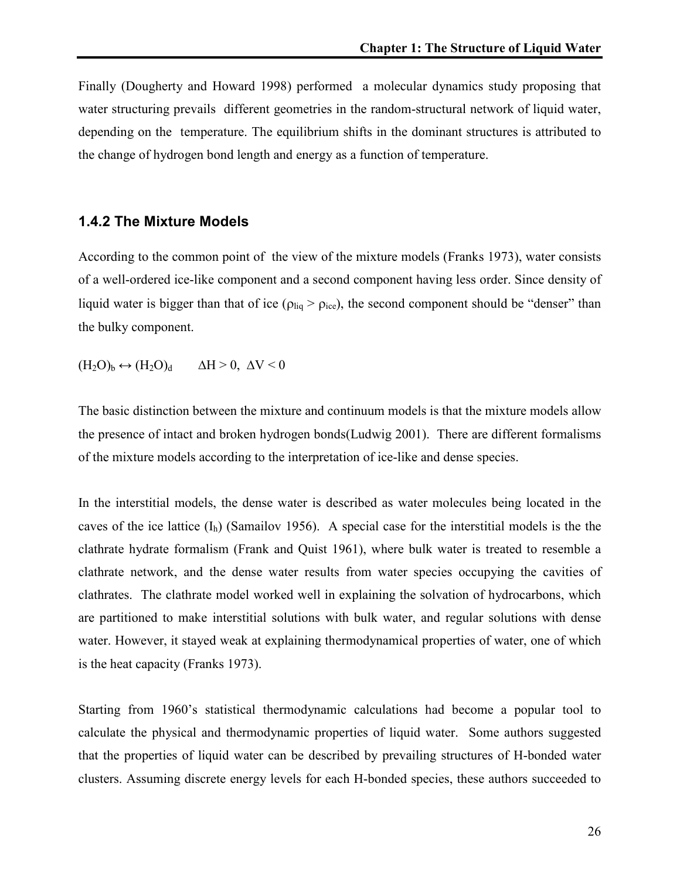Finally (Dougherty and Howard 1998) performed a molecular dynamics study proposing that water structuring prevails different geometries in the random-structural network of liquid water, depending on the temperature. The equilibrium shifts in the dominant structures is attributed to the change of hydrogen bond length and energy as a function of temperature.

### 1.4.2 The Mixture Models

According to the common point of the view of the mixture models (Franks 1973), water consists of a well-ordered ice-like component and a second component having less order. Since density of liquid water is bigger than that of ice ($\rho_{liq} > \rho_{ice}$), the second component should be "denser" than the bulky component.

$(H_2O)_b \leftrightarrow (H_2O)_d \qquad \Delta H > 0,\ \Delta V < 0$

The basic distinction between the mixture and continuum models is that the mixture models allow the presence of intact and broken hydrogen bonds(Ludwig 2001). There are different formalisms of the mixture models according to the interpretation of ice-like and dense species.

In the interstitial models, the dense water is described as water molecules being located in the caves of the ice lattice ($I_h$) (Samailov 1956). A special case for the interstitial models is the the clathrate hydrate formalism (Frank and Quist 1961), where bulk water is treated to resemble a clathrate network, and the dense water results from water species occupying the cavities of clathrates. The clathrate model worked well in explaining the solvation of hydrocarbons, which are partitioned to make interstitial solutions with bulk water, and regular solutions with dense water. However, it stayed weak at explaining thermodynamical properties of water, one of which is the heat capacity (Franks 1973).

Starting from 1960's statistical thermodynamic calculations had become a popular tool to calculate the physical and thermodynamic properties of liquid water. Some authors suggested that the properties of liquid water can be described by prevailing structures of H-bonded water clusters. Assuming discrete energy levels for each H-bonded species, these authors succeeded to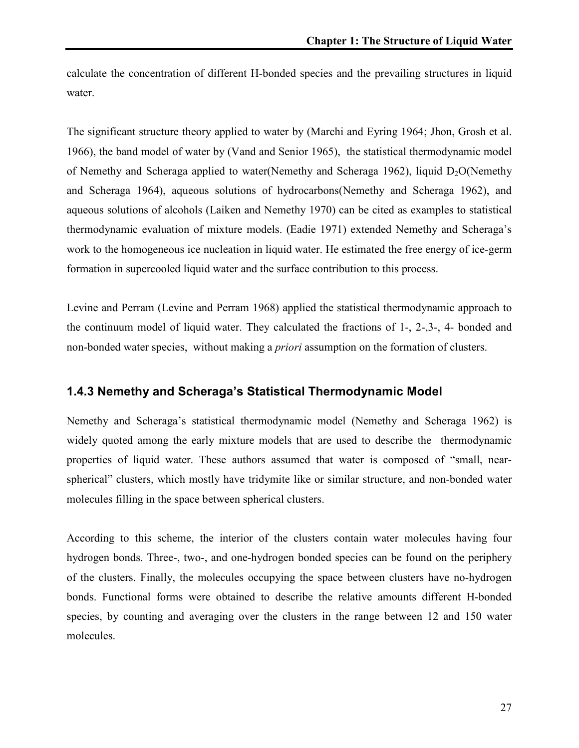calculate the concentration of different H-bonded species and the prevailing structures in liquid water.

The significant structure theory applied to water by (Marchi and Eyring 1964; Jhon, Grosh et al. 1966), the band model of water by (Vand and Senior 1965), the statistical thermodynamic model of Nemethy and Scheraga applied to water(Nemethy and Scheraga 1962), liquid $D_2O$(Nemethy and Scheraga 1964), aqueous solutions of hydrocarbons(Nemethy and Scheraga 1962), and aqueous solutions of alcohols (Laiken and Nemethy 1970) can be cited as examples to statistical thermodynamic evaluation of mixture models. (Eadie 1971) extended Nemethy and Scheraga's work to the homogeneous ice nucleation in liquid water. He estimated the free energy of ice-germ formation in supercooled liquid water and the surface contribution to this process.

Levine and Perram (Levine and Perram 1968) applied the statistical thermodynamic approach to the continuum model of liquid water. They calculated the fractions of 1-, 2-,3-, 4- bonded and non-bonded water species, without making a *priori* assumption on the formation of clusters.

### 1.4.3 Nemethy and Scheraga's Statistical Thermodynamic Model

Nemethy and Scheraga's statistical thermodynamic model (Nemethy and Scheraga 1962) is widely quoted among the early mixture models that are used to describe the thermodynamic properties of liquid water. These authors assumed that water is composed of "small, near-spherical" clusters, which mostly have tridymite like or similar structure, and non-bonded water molecules filling in the space between spherical clusters.

According to this scheme, the interior of the clusters contain water molecules having four hydrogen bonds. Three-, two-, and one-hydrogen bonded species can be found on the periphery of the clusters. Finally, the molecules occupying the space between clusters have no-hydrogen bonds. Functional forms were obtained to describe the relative amounts different H-bonded species, by counting and averaging over the clusters in the range between 12 and 150 water molecules.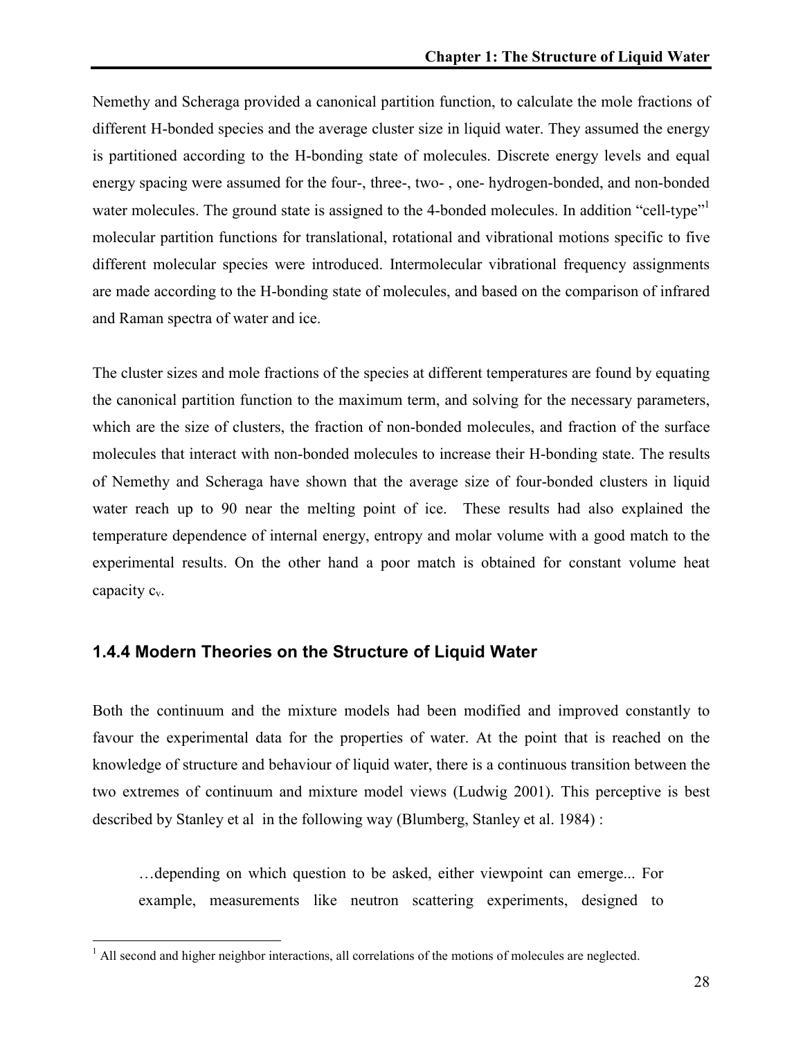Nemethy and Scheraga provided a canonical partition function, to calculate the mole fractions of different H-bonded species and the average cluster size in liquid water. They assumed the energy is partitioned according to the H-bonding state of molecules. Discrete energy levels and equal energy spacing were assumed for the four-, three-, two- , one- hydrogen-bonded, and non-bonded water molecules. The ground state is assigned to the 4-bonded molecules. In addition "cell-type"[1] molecular partition functions for translational, rotational and vibrational motions specific to five different molecular species were introduced. Intermolecular vibrational frequency assignments are made according to the H-bonding state of molecules, and based on the comparison of infrared and Raman spectra of water and ice.

The cluster sizes and mole fractions of the species at different temperatures are found by equating the canonical partition function to the maximum term, and solving for the necessary parameters, which are the size of clusters, the fraction of non-bonded molecules, and fraction of the surface molecules that interact with non-bonded molecules to increase their H-bonding state. The results of Nemethy and Scheraga have shown that the average size of four-bonded clusters in liquid water reach up to 90 near the melting point of ice. These results had also explained the temperature dependence of internal energy, entropy and molar volume with a good match to the experimental results. On the other hand a poor match is obtained for constant volume heat capacity $c_v$.

### 1.4.4 Modern Theories on the Structure of Liquid Water

Both the continuum and the mixture models had been modified and improved constantly to favour the experimental data for the properties of water. At the point that is reached on the knowledge of structure and behaviour of liquid water, there is a continuous transition between the two extremes of continuum and mixture model views (Ludwig 2001). This perceptive is best described by Stanley et al in the following way (Blumberg, Stanley et al. 1984) :

> …depending on which question to be asked, either viewpoint can emerge... For example, measurements like neutron scattering experiments, designed to

[1] All second and higher neighbor interactions, all correlations of the motions of molecules are neglected.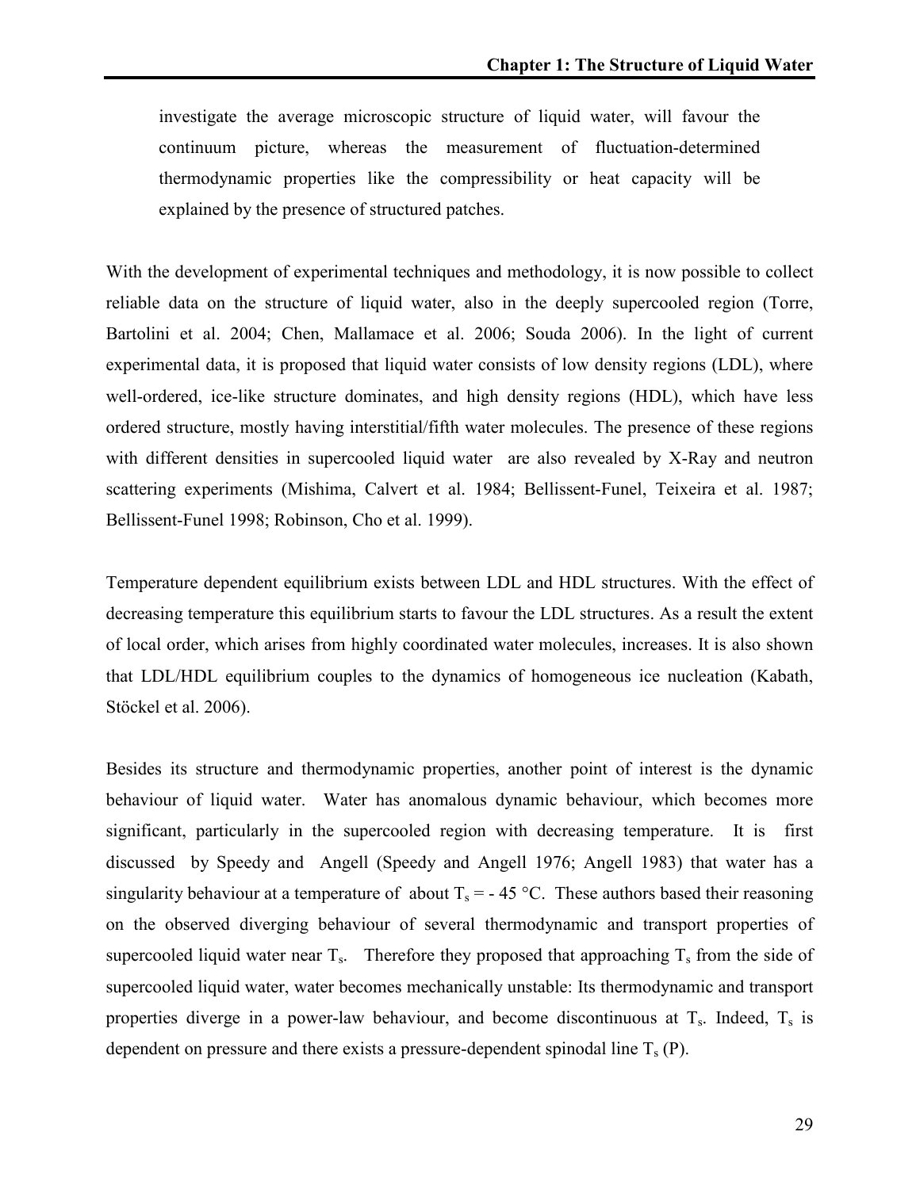investigate the average microscopic structure of liquid water, will favour the continuum picture, whereas the measurement of fluctuation-determined thermodynamic properties like the compressibility or heat capacity will be explained by the presence of structured patches.

With the development of experimental techniques and methodology, it is now possible to collect reliable data on the structure of liquid water, also in the deeply supercooled region (Torre, Bartolini et al. 2004; Chen, Mallamace et al. 2006; Souda 2006). In the light of current experimental data, it is proposed that liquid water consists of low density regions (LDL), where well-ordered, ice-like structure dominates, and high density regions (HDL), which have less ordered structure, mostly having interstitial/fifth water molecules. The presence of these regions with different densities in supercooled liquid water are also revealed by X-Ray and neutron scattering experiments (Mishima, Calvert et al. 1984; Bellissent-Funel, Teixeira et al. 1987; Bellissent-Funel 1998; Robinson, Cho et al. 1999).

Temperature dependent equilibrium exists between LDL and HDL structures. With the effect of decreasing temperature this equilibrium starts to favour the LDL structures. As a result the extent of local order, which arises from highly coordinated water molecules, increases. It is also shown that LDL/HDL equilibrium couples to the dynamics of homogeneous ice nucleation (Kabath, Stöckel et al. 2006).

Besides its structure and thermodynamic properties, another point of interest is the dynamic behaviour of liquid water. Water has anomalous dynamic behaviour, which becomes more significant, particularly in the supercooled region with decreasing temperature. It is first discussed by Speedy and Angell (Speedy and Angell 1976; Angell 1983) that water has a singularity behaviour at a temperature of about $T_s = -45$ °C. These authors based their reasoning on the observed diverging behaviour of several thermodynamic and transport properties of supercooled liquid water near $T_s$. Therefore they proposed that approaching $T_s$ from the side of supercooled liquid water, water becomes mechanically unstable: Its thermodynamic and transport properties diverge in a power-law behaviour, and become discontinuous at $T_s$. Indeed, $T_s$ is dependent on pressure and there exists a pressure-dependent spinodal line $T_s$ (P).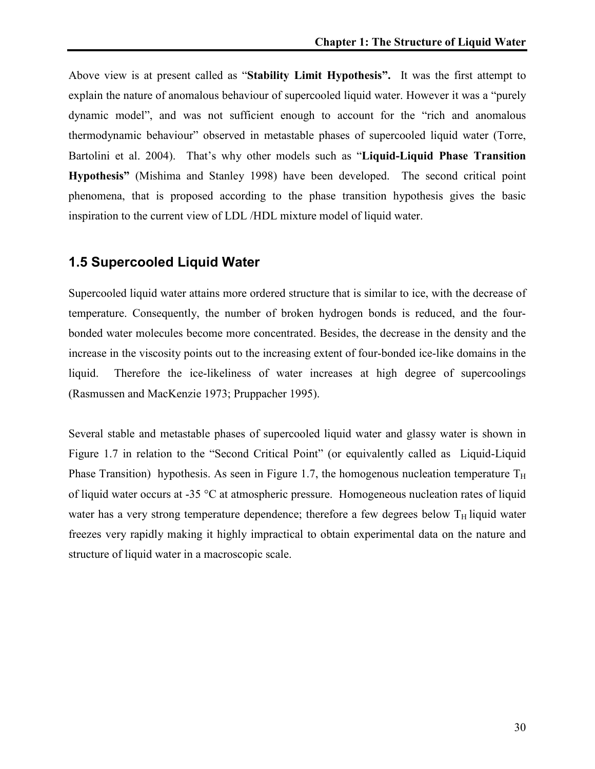Above view is at present called as "**Stability Limit Hypothesis".** It was the first attempt to explain the nature of anomalous behaviour of supercooled liquid water. However it was a "purely dynamic model", and was not sufficient enough to account for the "rich and anomalous thermodynamic behaviour" observed in metastable phases of supercooled liquid water (Torre, Bartolini et al. 2004). That's why other models such as "**Liquid-Liquid Phase Transition Hypothesis"** (Mishima and Stanley 1998) have been developed. The second critical point phenomena, that is proposed according to the phase transition hypothesis gives the basic inspiration to the current view of LDL /HDL mixture model of liquid water.

## 1.5 Supercooled Liquid Water

Supercooled liquid water attains more ordered structure that is similar to ice, with the decrease of temperature. Consequently, the number of broken hydrogen bonds is reduced, and the four-bonded water molecules become more concentrated. Besides, the decrease in the density and the increase in the viscosity points out to the increasing extent of four-bonded ice-like domains in the liquid. Therefore the ice-likeliness of water increases at high degree of supercoolings (Rasmussen and MacKenzie 1973; Pruppacher 1995).

Several stable and metastable phases of supercooled liquid water and glassy water is shown in Figure 1.7 in relation to the "Second Critical Point" (or equivalently called as Liquid-Liquid Phase Transition) hypothesis. As seen in Figure 1.7, the homogenous nucleation temperature $T_H$ of liquid water occurs at -35 °C at atmospheric pressure. Homogeneous nucleation rates of liquid water has a very strong temperature dependence; therefore a few degrees below $T_H$ liquid water freezes very rapidly making it highly impractical to obtain experimental data on the nature and structure of liquid water in a macroscopic scale.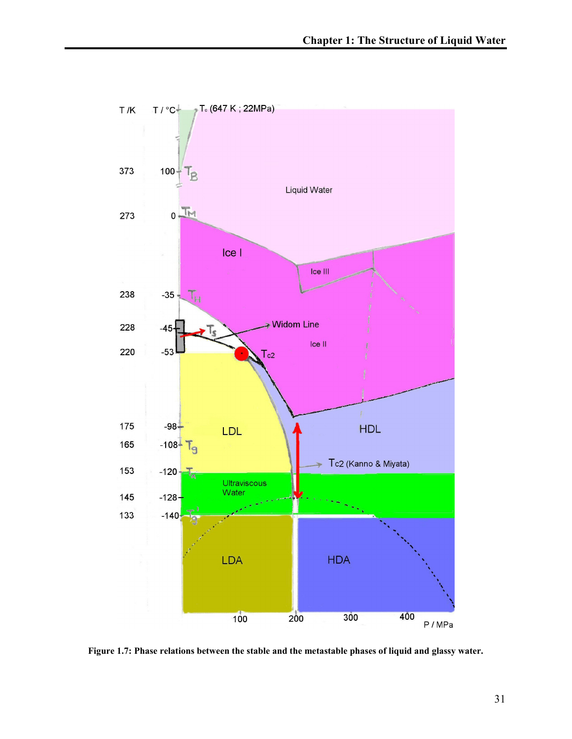Figure 1.7: Phase relations between the stable and the metastable phases of liquid and glassy water.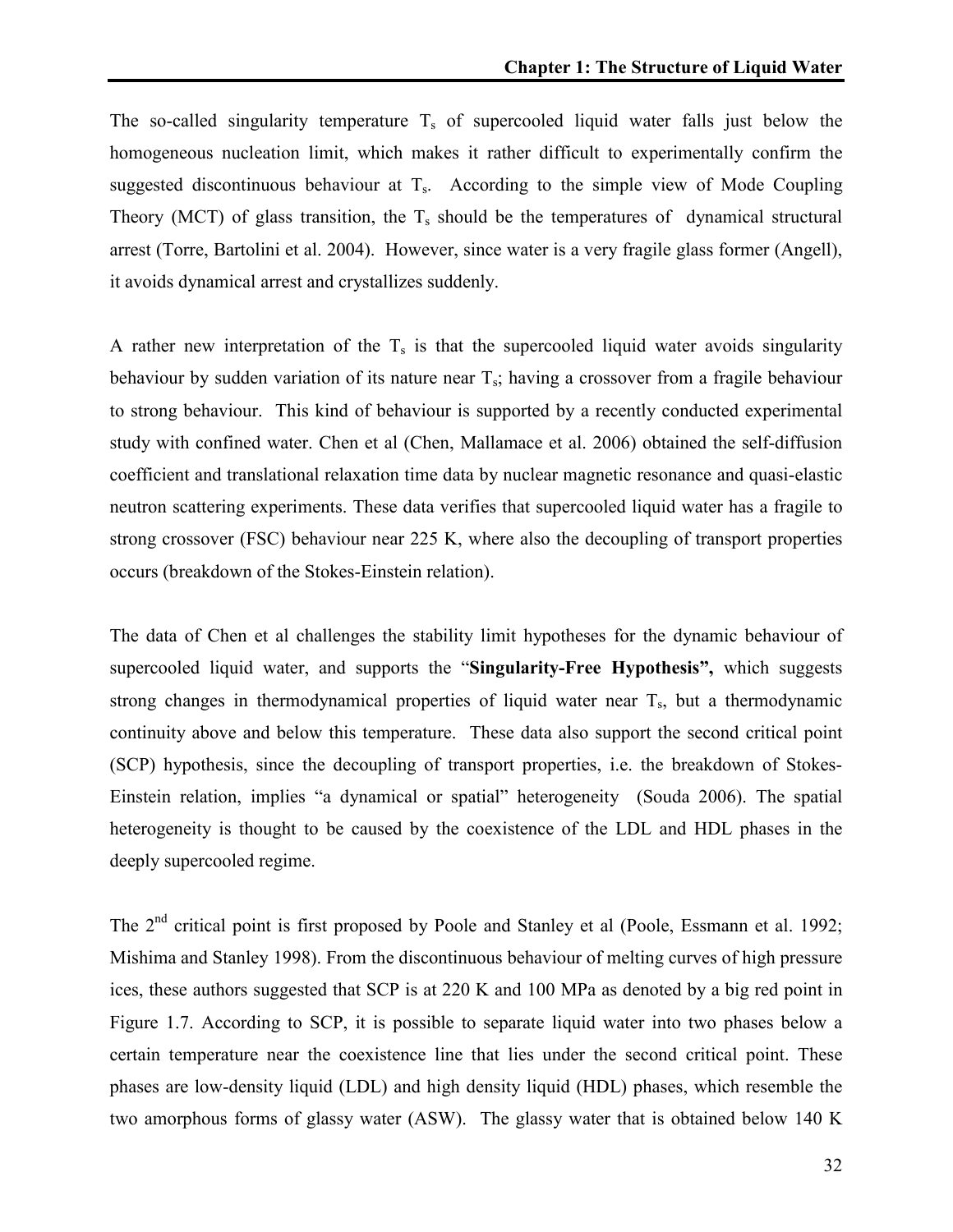The so-called singularity temperature $T_s$ of supercooled liquid water falls just below the homogeneous nucleation limit, which makes it rather difficult to experimentally confirm the suggested discontinuous behaviour at $T_s$. According to the simple view of Mode Coupling Theory (MCT) of glass transition, the $T_s$ should be the temperatures of dynamical structural arrest (Torre, Bartolini et al. 2004). However, since water is a very fragile glass former (Angell), it avoids dynamical arrest and crystallizes suddenly.

A rather new interpretation of the $T_s$ is that the supercooled liquid water avoids singularity behaviour by sudden variation of its nature near $T_s$; having a crossover from a fragile behaviour to strong behaviour. This kind of behaviour is supported by a recently conducted experimental study with confined water. Chen et al (Chen, Mallamace et al. 2006) obtained the self-diffusion coefficient and translational relaxation time data by nuclear magnetic resonance and quasi-elastic neutron scattering experiments. These data verifies that supercooled liquid water has a fragile to strong crossover (FSC) behaviour near 225 K, where also the decoupling of transport properties occurs (breakdown of the Stokes-Einstein relation).

The data of Chen et al challenges the stability limit hypotheses for the dynamic behaviour of supercooled liquid water, and supports the "**Singularity-Free Hypothesis",** which suggests strong changes in thermodynamical properties of liquid water near $T_s$, but a thermodynamic continuity above and below this temperature. These data also support the second critical point (SCP) hypothesis, since the decoupling of transport properties, i.e. the breakdown of Stokes-Einstein relation, implies "a dynamical or spatial" heterogeneity (Souda 2006). The spatial heterogeneity is thought to be caused by the coexistence of the LDL and HDL phases in the deeply supercooled regime.

The 2nd critical point is first proposed by Poole and Stanley et al (Poole, Essmann et al. 1992; Mishima and Stanley 1998). From the discontinuous behaviour of melting curves of high pressure ices, these authors suggested that SCP is at 220 K and 100 MPa as denoted by a big red point in Figure 1.7. According to SCP, it is possible to separate liquid water into two phases below a certain temperature near the coexistence line that lies under the second critical point. These phases are low-density liquid (LDL) and high density liquid (HDL) phases, which resemble the two amorphous forms of glassy water (ASW). The glassy water that is obtained below 140 K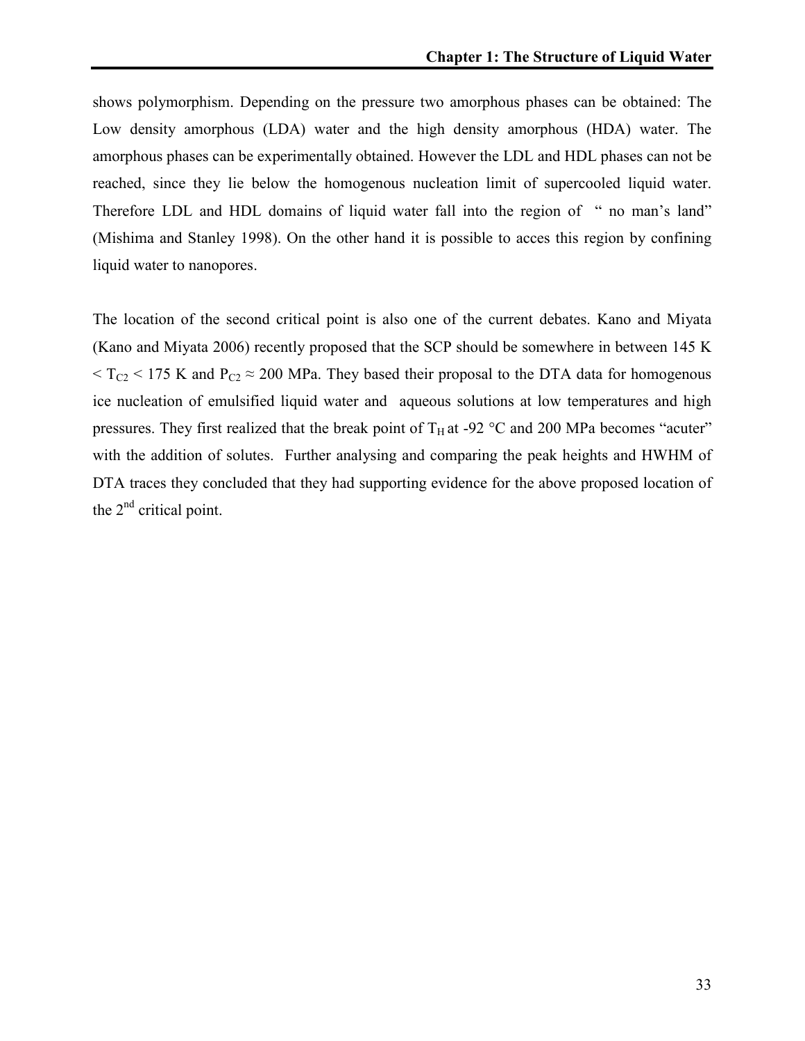shows polymorphism. Depending on the pressure two amorphous phases can be obtained: The Low density amorphous (LDA) water and the high density amorphous (HDA) water. The amorphous phases can be experimentally obtained. However the LDL and HDL phases can not be reached, since they lie below the homogenous nucleation limit of supercooled liquid water. Therefore LDL and HDL domains of liquid water fall into the region of " no man's land" (Mishima and Stanley 1998). On the other hand it is possible to acces this region by confining liquid water to nanopores.

The location of the second critical point is also one of the current debates. Kano and Miyata (Kano and Miyata 2006) recently proposed that the SCP should be somewhere in between 145 K $< T_{C2} <$ 175 K and $P_{C2} \approx$ 200 MPa. They based their proposal to the DTA data for homogenous ice nucleation of emulsified liquid water and aqueous solutions at low temperatures and high pressures. They first realized that the break point of $T_H$ at -92 °C and 200 MPa becomes "acuter" with the addition of solutes. Further analysing and comparing the peak heights and HWHM of DTA traces they concluded that they had supporting evidence for the above proposed location of the 2nd critical point.